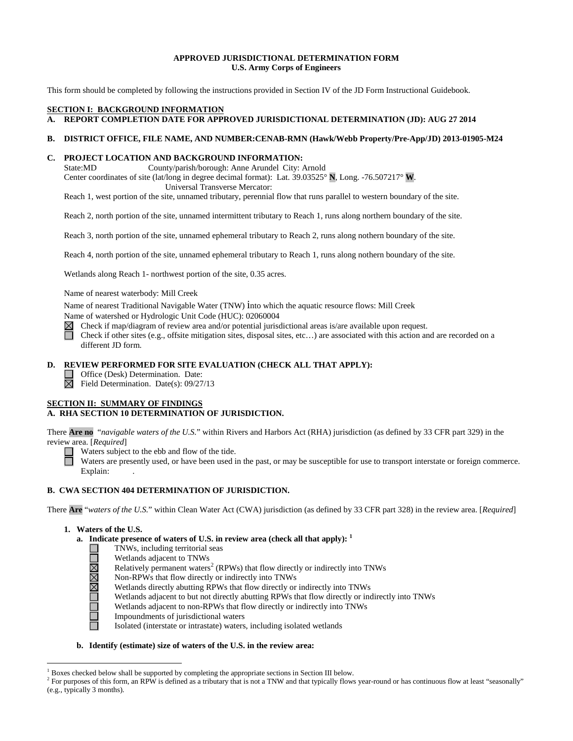**APPROVED JURISDICTIONAL DETERMINATION FORM**
**U.S. Army Corps of Engineers**

This form should be completed by following the instructions provided in Section IV of the JD Form Instructional Guidebook.

## SECTION I: BACKGROUND INFORMATION

**A. REPORT COMPLETION DATE FOR APPROVED JURISDICTIONAL DETERMINATION (JD): AUG 27 2014**

**B. DISTRICT OFFICE, FILE NAME, AND NUMBER:CENAB-RMN (Hawk/Webb Property/Pre-App/JD) 2013-01905-M24**

**C. PROJECT LOCATION AND BACKGROUND INFORMATION:**

State:MD County/parish/borough: Anne Arundel City: Arnold

Center coordinates of site (lat/long in degree decimal format): Lat. 39.03525° **N**, Long. -76.507217° **W**.

Universal Transverse Mercator:

Reach 1, west portion of the site, unnamed tributary, perennial flow that runs parallel to western boundary of the site.

Reach 2, north portion of the site, unnamed intermittent tributary to Reach 1, runs along northern boundary of the site.

Reach 3, north portion of the site, unnamed ephemeral tributary to Reach 2, runs along nothern boundary of the site.

Reach 4, north portion of the site, unnamed ephemeral tributary to Reach 1, runs along nothern boundary of the site.

Wetlands along Reach 1- northwest portion of the site, 0.35 acres.

Name of nearest waterbody: Mill Creek

Name of nearest Traditional Navigable Water (TNW) into which the aquatic resource flows: Mill Creek

Name of watershed or Hydrologic Unit Code (HUC): 02060004

☒ Check if map/diagram of review area and/or potential jurisdictional areas is/are available upon request.

☐ Check if other sites (e.g., offsite mitigation sites, disposal sites, etc…) are associated with this action and are recorded on a different JD form.

**D. REVIEW PERFORMED FOR SITE EVALUATION (CHECK ALL THAT APPLY):**

☐ Office (Desk) Determination. Date:

☒ Field Determination. Date(s): 09/27/13

## SECTION II: SUMMARY OF FINDINGS

**A. RHA SECTION 10 DETERMINATION OF JURISDICTION.**

There **Are no** "*navigable waters of the U.S.*" within Rivers and Harbors Act (RHA) jurisdiction (as defined by 33 CFR part 329) in the review area. [*Required*]

☐ Waters subject to the ebb and flow of the tide.

☐ Waters are presently used, or have been used in the past, or may be susceptible for use to transport interstate or foreign commerce. Explain: .

**B. CWA SECTION 404 DETERMINATION OF JURISDICTION.**

There **Are** "*waters of the U.S.*" within Clean Water Act (CWA) jurisdiction (as defined by 33 CFR part 328) in the review area. [*Required*]

**1. Waters of the U.S.**

**a. Indicate presence of waters of U.S. in review area (check all that apply):** [1]

☐ TNWs, including territorial seas

☐ Wetlands adjacent to TNWs

☒ Relatively permanent waters[2] (RPWs) that flow directly or indirectly into TNWs

☒ Non-RPWs that flow directly or indirectly into TNWs

☒ Wetlands directly abutting RPWs that flow directly or indirectly into TNWs

☐ Wetlands adjacent to but not directly abutting RPWs that flow directly or indirectly into TNWs

☐ Wetlands adjacent to non-RPWs that flow directly or indirectly into TNWs

☐ Impoundments of jurisdictional waters

☐ Isolated (interstate or intrastate) waters, including isolated wetlands

**b. Identify (estimate) size of waters of the U.S. in the review area:**

---

[1] Boxes checked below shall be supported by completing the appropriate sections in Section III below.

[2] For purposes of this form, an RPW is defined as a tributary that is not a TNW and that typically flows year-round or has continuous flow at least "seasonally" (e.g., typically 3 months).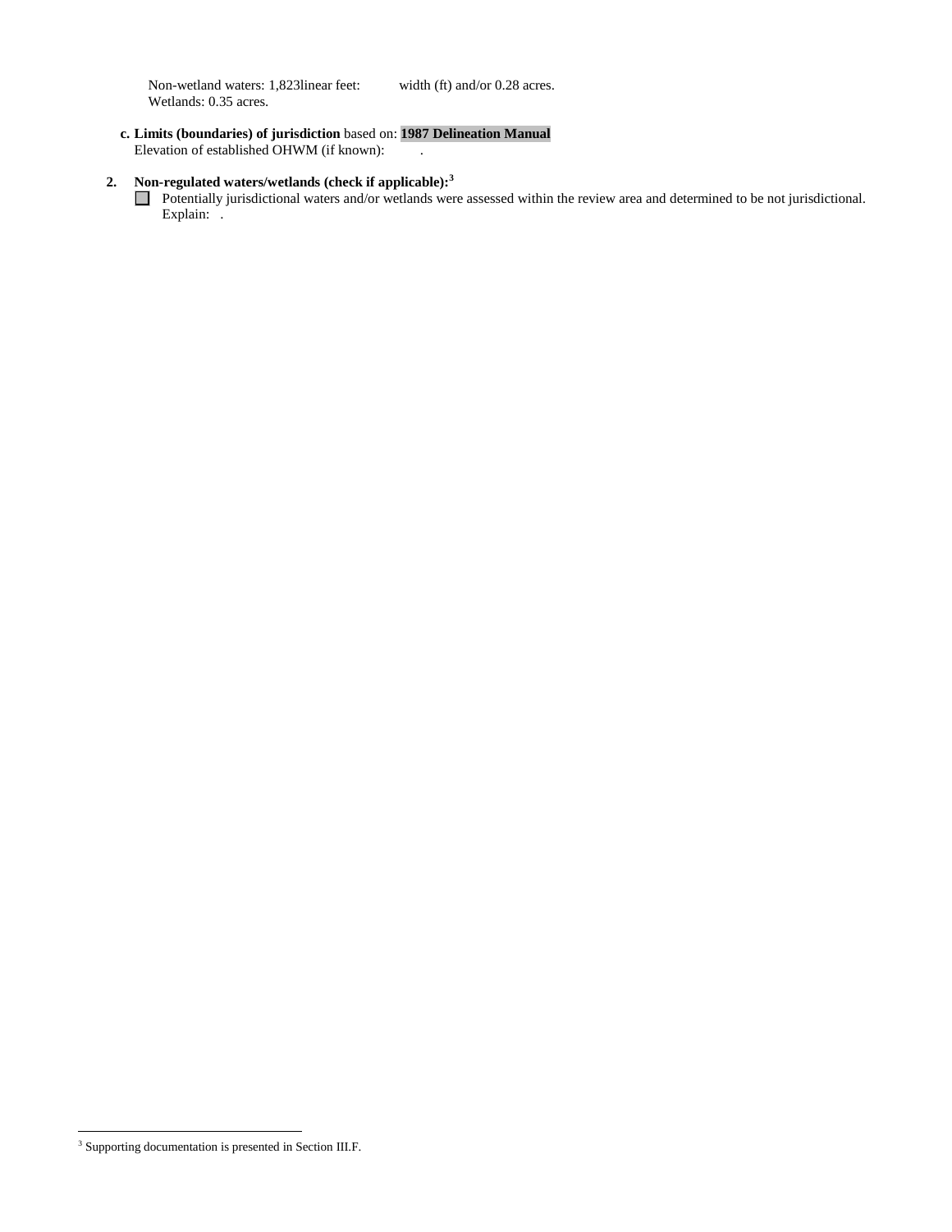Non-wetland waters: 1,823linear feet: width (ft) and/or 0.28 acres.
Wetlands: 0.35 acres.

**c. Limits (boundaries) of jurisdiction** based on: **1987 Delineation Manual**
Elevation of established OHWM (if known): .

**2. Non-regulated waters/wetlands (check if applicable):**[3]

☐ Potentially jurisdictional waters and/or wetlands were assessed within the review area and determined to be not jurisdictional. Explain: .

[3] Supporting documentation is presented in Section III.F.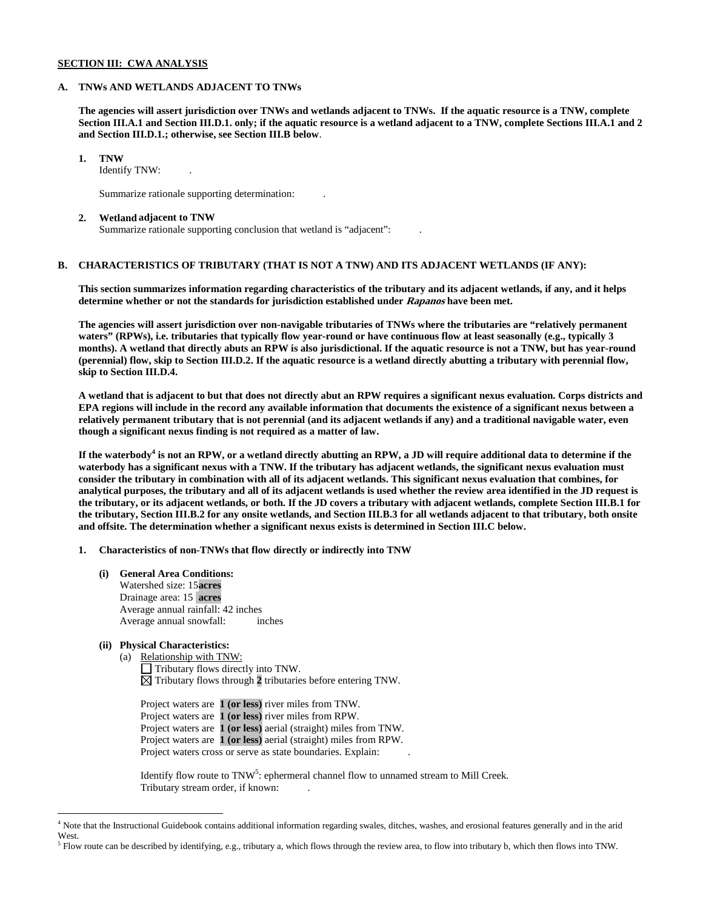## SECTION III: CWA ANALYSIS

### A. TNWs AND WETLANDS ADJACENT TO TNWs

**The agencies will assert jurisdiction over TNWs and wetlands adjacent to TNWs. If the aquatic resource is a TNW, complete Section III.A.1 and Section III.D.1. only; if the aquatic resource is a wetland adjacent to a TNW, complete Sections III.A.1 and 2 and Section III.D.1.; otherwise, see Section III.B below**.

1. **TNW**
   Identify TNW: .

   Summarize rationale supporting determination: .

2. **Wetland adjacent to TNW**
   Summarize rationale supporting conclusion that wetland is "adjacent": .

### B. CHARACTERISTICS OF TRIBUTARY (THAT IS NOT A TNW) AND ITS ADJACENT WETLANDS (IF ANY):

**This section summarizes information regarding characteristics of the tributary and its adjacent wetlands, if any, and it helps determine whether or not the standards for jurisdiction established under *Rapanos* have been met.**

**The agencies will assert jurisdiction over non-navigable tributaries of TNWs where the tributaries are "relatively permanent waters" (RPWs), i.e. tributaries that typically flow year-round or have continuous flow at least seasonally (e.g., typically 3 months). A wetland that directly abuts an RPW is also jurisdictional. If the aquatic resource is not a TNW, but has year-round (perennial) flow, skip to Section III.D.2. If the aquatic resource is a wetland directly abutting a tributary with perennial flow, skip to Section III.D.4.**

**A wetland that is adjacent to but that does not directly abut an RPW requires a significant nexus evaluation. Corps districts and EPA regions will include in the record any available information that documents the existence of a significant nexus between a relatively permanent tributary that is not perennial (and its adjacent wetlands if any) and a traditional navigable water, even though a significant nexus finding is not required as a matter of law.**

**If the waterbody[4] is not an RPW, or a wetland directly abutting an RPW, a JD will require additional data to determine if the waterbody has a significant nexus with a TNW. If the tributary has adjacent wetlands, the significant nexus evaluation must consider the tributary in combination with all of its adjacent wetlands. This significant nexus evaluation that combines, for analytical purposes, the tributary and all of its adjacent wetlands is used whether the review area identified in the JD request is the tributary, or its adjacent wetlands, or both. If the JD covers a tributary with adjacent wetlands, complete Section III.B.1 for the tributary, Section III.B.2 for any onsite wetlands, and Section III.B.3 for all wetlands adjacent to that tributary, both onsite and offsite. The determination whether a significant nexus exists is determined in Section III.C below.**

1. **Characteristics of non-TNWs that flow directly or indirectly into TNW**

   **(i) General Area Conditions:**
   Watershed size: 15**acres**
   Drainage area: 15 **acres**
   Average annual rainfall: 42 inches
   Average annual snowfall: inches

   **(ii) Physical Characteristics:**
   (a) Relationship with TNW:
   ☐ Tributary flows directly into TNW.
   ☒ Tributary flows through **2** tributaries before entering TNW.

   Project waters are **1 (or less)** river miles from TNW.
   Project waters are **1 (or less)** river miles from RPW.
   Project waters are **1 (or less)** aerial (straight) miles from TNW.
   Project waters are **1 (or less)** aerial (straight) miles from RPW.
   Project waters cross or serve as state boundaries. Explain: .

   Identify flow route to TNW[5]: ephemeral channel flow to unnamed stream to Mill Creek.
   Tributary stream order, if known: .

---

[4] Note that the Instructional Guidebook contains additional information regarding swales, ditches, washes, and erosional features generally and in the arid West.

[5] Flow route can be described by identifying, e.g., tributary a, which flows through the review area, to flow into tributary b, which then flows into TNW.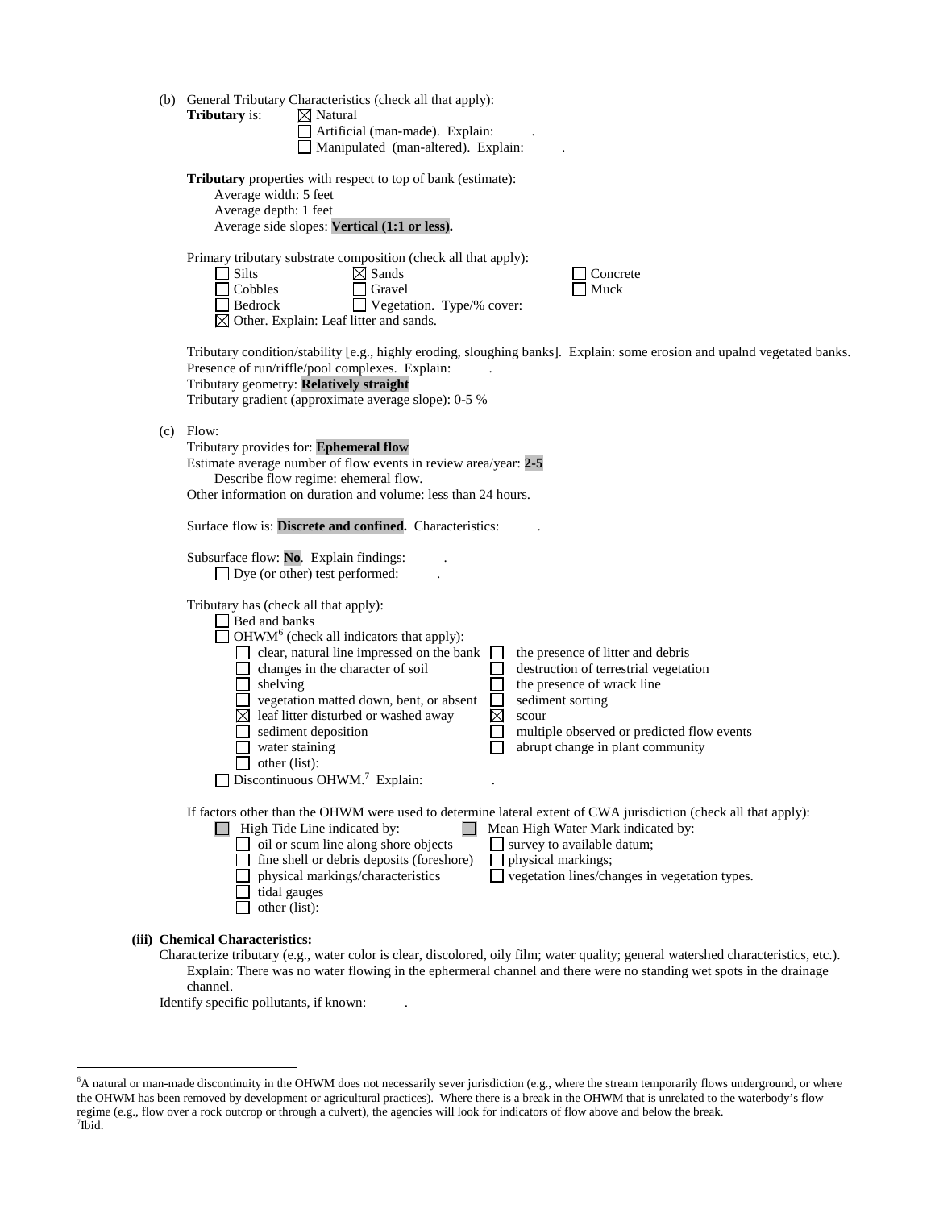(b) General Tributary Characteristics (check all that apply):

**Tributary** is: ☒ Natural
☐ Artificial (man-made). Explain: .
☐ Manipulated (man-altered). Explain: .

**Tributary** properties with respect to top of bank (estimate):
Average width: 5 feet
Average depth: 1 feet
Average side slopes: **Vertical (1:1 or less).**

Primary tributary substrate composition (check all that apply):

☐ Silts ☒ Sands ☐ Concrete
☐ Cobbles ☐ Gravel ☐ Muck
☐ Bedrock ☐ Vegetation. Type/% cover:
☒ Other. Explain: Leaf litter and sands.

Tributary condition/stability [e.g., highly eroding, sloughing banks]. Explain: some erosion and upalnd vegetated banks.
Presence of run/riffle/pool complexes. Explain: .
Tributary geometry: **Relatively straight**
Tributary gradient (approximate average slope): 0-5 %

(c) Flow:

Tributary provides for: **Ephemeral flow**
Estimate average number of flow events in review area/year: **2-5**
Describe flow regime: ehemeral flow.
Other information on duration and volume: less than 24 hours.

Surface flow is: **Discrete and confined.** Characteristics: .

Subsurface flow: **No**. Explain findings: .
☐ Dye (or other) test performed: .

Tributary has (check all that apply):
☐ Bed and banks
☐ OHWM[6] (check all indicators that apply):
☐ clear, natural line impressed on the bank ☐ the presence of litter and debris
☐ changes in the character of soil ☐ destruction of terrestrial vegetation
☐ shelving ☐ the presence of wrack line
☐ vegetation matted down, bent, or absent ☐ sediment sorting
☒ leaf litter disturbed or washed away ☒ scour
☐ sediment deposition ☐ multiple observed or predicted flow events
☐ water staining ☐ abrupt change in plant community
☐ other (list):
☐ Discontinuous OHWM.[7] Explain: .

If factors other than the OHWM were used to determine lateral extent of CWA jurisdiction (check all that apply):
☐ High Tide Line indicated by: ☐ Mean High Water Mark indicated by:
☐ oil or scum line along shore objects ☐ survey to available datum;
☐ fine shell or debris deposits (foreshore) ☐ physical markings;
☐ physical markings/characteristics ☐ vegetation lines/changes in vegetation types.
☐ tidal gauges
☐ other (list):

**(iii) Chemical Characteristics:**

Characterize tributary (e.g., water color is clear, discolored, oily film; water quality; general watershed characteristics, etc.).
Explain: There was no water flowing in the ephermeral channel and there were no standing wet spots in the drainage channel.

Identify specific pollutants, if known: .

---

[6]A natural or man-made discontinuity in the OHWM does not necessarily sever jurisdiction (e.g., where the stream temporarily flows underground, or where the OHWM has been removed by development or agricultural practices). Where there is a break in the OHWM that is unrelated to the waterbody's flow regime (e.g., flow over a rock outcrop or through a culvert), the agencies will look for indicators of flow above and below the break.
[7]Ibid.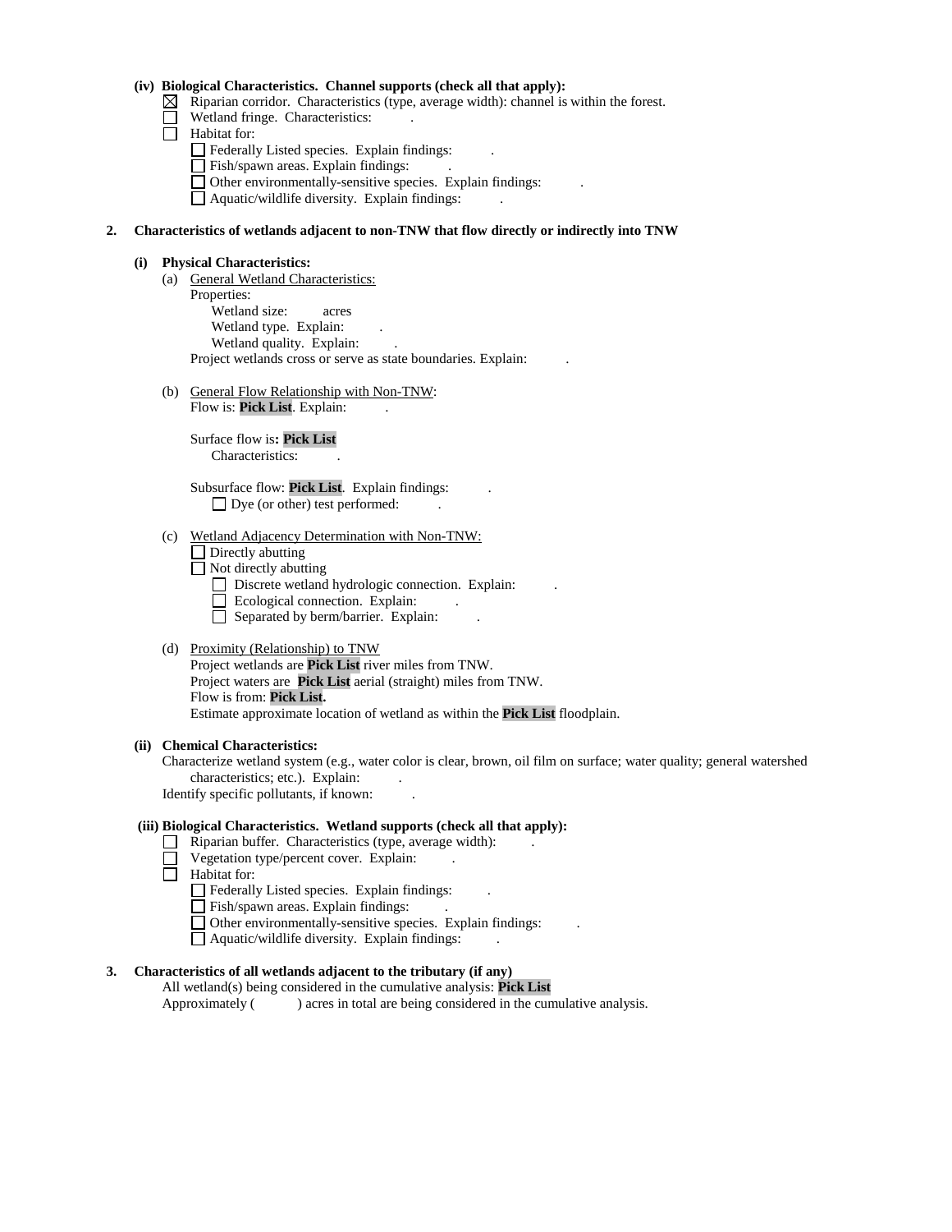**(iv) Biological Characteristics. Channel supports (check all that apply):**

- ☒ Riparian corridor. Characteristics (type, average width): channel is within the forest.
- ☐ Wetland fringe. Characteristics: .
- ☐ Habitat for:
  - ☐ Federally Listed species. Explain findings: .
  - ☐ Fish/spawn areas. Explain findings: .
  - ☐ Other environmentally-sensitive species. Explain findings: .
  - ☐ Aquatic/wildlife diversity. Explain findings: .

**2. Characteristics of wetlands adjacent to non-TNW that flow directly or indirectly into TNW**

**(i) Physical Characteristics:**

(a) General Wetland Characteristics:

Properties:

Wetland size: acres

Wetland type. Explain: .

Wetland quality. Explain: .

Project wetlands cross or serve as state boundaries. Explain: .

(b) General Flow Relationship with Non-TNW:

Flow is: **Pick List**. Explain: .

Surface flow is**: Pick List**

Characteristics: .

Subsurface flow: **Pick List**. Explain findings: .

☐ Dye (or other) test performed: .

(c) Wetland Adjacency Determination with Non-TNW:

- ☐ Directly abutting
- ☐ Not directly abutting
  - ☐ Discrete wetland hydrologic connection. Explain: .
  - ☐ Ecological connection. Explain: .
  - ☐ Separated by berm/barrier. Explain: .

(d) Proximity (Relationship) to TNW

Project wetlands are **Pick List** river miles from TNW.

Project waters are **Pick List** aerial (straight) miles from TNW.

Flow is from: **Pick List.**

Estimate approximate location of wetland as within the **Pick List** floodplain.

**(ii) Chemical Characteristics:**

Characterize wetland system (e.g., water color is clear, brown, oil film on surface; water quality; general watershed characteristics; etc.). Explain: .

Identify specific pollutants, if known: .

**(iii) Biological Characteristics. Wetland supports (check all that apply):**

- ☐ Riparian buffer. Characteristics (type, average width): .
- ☐ Vegetation type/percent cover. Explain: .
- ☐ Habitat for:
  - ☐ Federally Listed species. Explain findings: .
  - ☐ Fish/spawn areas. Explain findings: .
  - ☐ Other environmentally-sensitive species. Explain findings: .
  - ☐ Aquatic/wildlife diversity. Explain findings: .

**3. Characteristics of all wetlands adjacent to the tributary (if any)**

All wetland(s) being considered in the cumulative analysis: **Pick List**

Approximately ( ) acres in total are being considered in the cumulative analysis.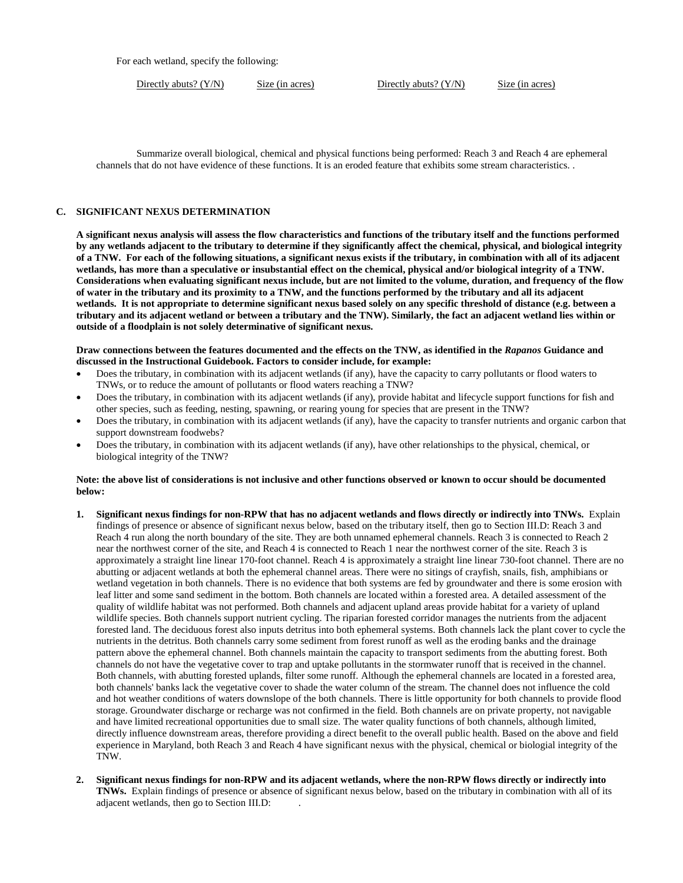For each wetland, specify the following:

| Directly abuts? (Y/N) | Size (in acres) | Directly abuts? (Y/N) | Size (in acres) |
|---|---|---|---|

Summarize overall biological, chemical and physical functions being performed: Reach 3 and Reach 4 are ephemeral channels that do not have evidence of these functions. It is an eroded feature that exhibits some stream characteristics. .

## C. SIGNIFICANT NEXUS DETERMINATION

**A significant nexus analysis will assess the flow characteristics and functions of the tributary itself and the functions performed by any wetlands adjacent to the tributary to determine if they significantly affect the chemical, physical, and biological integrity of a TNW. For each of the following situations, a significant nexus exists if the tributary, in combination with all of its adjacent wetlands, has more than a speculative or insubstantial effect on the chemical, physical and/or biological integrity of a TNW. Considerations when evaluating significant nexus include, but are not limited to the volume, duration, and frequency of the flow of water in the tributary and its proximity to a TNW, and the functions performed by the tributary and all its adjacent wetlands. It is not appropriate to determine significant nexus based solely on any specific threshold of distance (e.g. between a tributary and its adjacent wetland or between a tributary and the TNW). Similarly, the fact an adjacent wetland lies within or outside of a floodplain is not solely determinative of significant nexus.**

**Draw connections between the features documented and the effects on the TNW, as identified in the *Rapanos* Guidance and discussed in the Instructional Guidebook. Factors to consider include, for example:**

- Does the tributary, in combination with its adjacent wetlands (if any), have the capacity to carry pollutants or flood waters to TNWs, or to reduce the amount of pollutants or flood waters reaching a TNW?
- Does the tributary, in combination with its adjacent wetlands (if any), provide habitat and lifecycle support functions for fish and other species, such as feeding, nesting, spawning, or rearing young for species that are present in the TNW?
- Does the tributary, in combination with its adjacent wetlands (if any), have the capacity to transfer nutrients and organic carbon that support downstream foodwebs?
- Does the tributary, in combination with its adjacent wetlands (if any), have other relationships to the physical, chemical, or biological integrity of the TNW?

**Note: the above list of considerations is not inclusive and other functions observed or known to occur should be documented below:**

1. **Significant nexus findings for non-RPW that has no adjacent wetlands and flows directly or indirectly into TNWs.** Explain findings of presence or absence of significant nexus below, based on the tributary itself, then go to Section III.D: Reach 3 and Reach 4 run along the north boundary of the site. They are both unnamed ephemeral channels. Reach 3 is connected to Reach 2 near the northwest corner of the site, and Reach 4 is connected to Reach 1 near the northwest corner of the site. Reach 3 is approximately a straight line linear 170-foot channel. Reach 4 is approximately a straight line linear 730-foot channel. There are no abutting or adjacent wetlands at both the ephemeral channel areas. There were no sitings of crayfish, snails, fish, amphibians or wetland vegetation in both channels. There is no evidence that both systems are fed by groundwater and there is some erosion with leaf litter and some sand sediment in the bottom. Both channels are located within a forested area. A detailed assessment of the quality of wildlife habitat was not performed. Both channels and adjacent upland areas provide habitat for a variety of upland wildlife species. Both channels support nutrient cycling. The riparian forested corridor manages the nutrients from the adjacent forested land. The deciduous forest also inputs detritus into both ephemeral systems. Both channels lack the plant cover to cycle the nutrients in the detritus. Both channels carry some sediment from forest runoff as well as the eroding banks and the drainage pattern above the ephemeral channel. Both channels maintain the capacity to transport sediments from the abutting forest. Both channels do not have the vegetative cover to trap and uptake pollutants in the stormwater runoff that is received in the channel. Both channels, with abutting forested uplands, filter some runoff. Although the ephemeral channels are located in a forested area, both channels' banks lack the vegetative cover to shade the water column of the stream. The channel does not influence the cold and hot weather conditions of waters downslope of the both channels. There is little opportunity for both channels to provide flood storage. Groundwater discharge or recharge was not confirmed in the field. Both channels are on private property, not navigable and have limited recreational opportunities due to small size. The water quality functions of both channels, although limited, directly influence downstream areas, therefore providing a direct benefit to the overall public health. Based on the above and field experience in Maryland, both Reach 3 and Reach 4 have significant nexus with the physical, chemical or biologial integrity of the TNW.

2. **Significant nexus findings for non-RPW and its adjacent wetlands, where the non-RPW flows directly or indirectly into TNWs.** Explain findings of presence or absence of significant nexus below, based on the tributary in combination with all of its adjacent wetlands, then go to Section III.D: .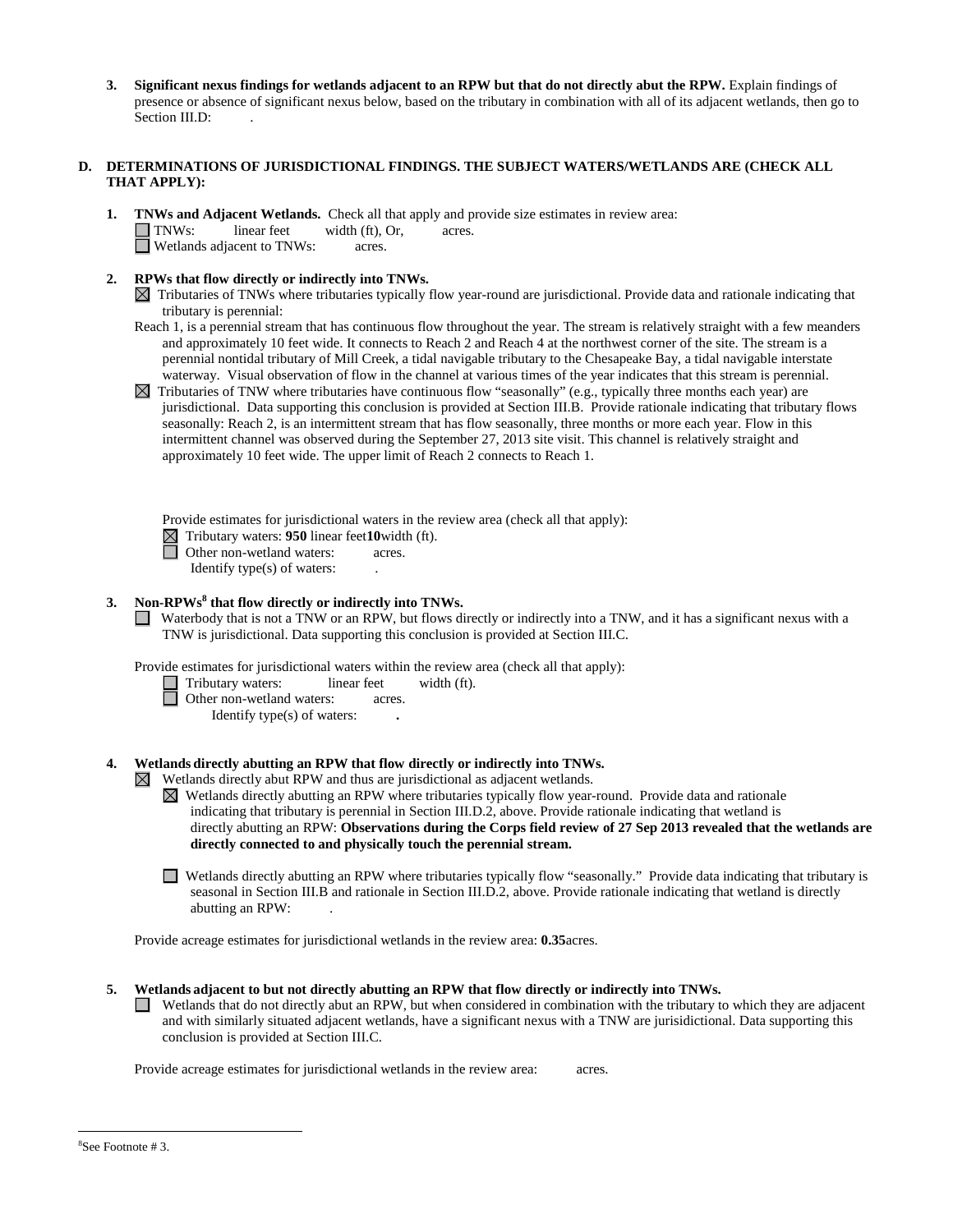3. **Significant nexus findings for wetlands adjacent to an RPW but that do not directly abut the RPW.** Explain findings of presence or absence of significant nexus below, based on the tributary in combination with all of its adjacent wetlands, then go to Section III.D: .

### D. DETERMINATIONS OF JURISDICTIONAL FINDINGS. THE SUBJECT WATERS/WETLANDS ARE (CHECK ALL THAT APPLY):

1. **TNWs and Adjacent Wetlands.** Check all that apply and provide size estimates in review area:
   - ☐ TNWs: linear feet width (ft), Or, acres.
   - ☐ Wetlands adjacent to TNWs: acres.

2. **RPWs that flow directly or indirectly into TNWs.**
   - ☒ Tributaries of TNWs where tributaries typically flow year-round are jurisdictional. Provide data and rationale indicating that tributary is perennial:

   Reach 1, is a perennial stream that has continuous flow throughout the year. The stream is relatively straight with a few meanders and approximately 10 feet wide. It connects to Reach 2 and Reach 4 at the northwest corner of the site. The stream is a perennial nontidal tributary of Mill Creek, a tidal navigable tributary to the Chesapeake Bay, a tidal navigable interstate waterway. Visual observation of flow in the channel at various times of the year indicates that this stream is perennial.

   - ☒ Tributaries of TNW where tributaries have continuous flow "seasonally" (e.g., typically three months each year) are jurisdictional. Data supporting this conclusion is provided at Section III.B. Provide rationale indicating that tributary flows seasonally: Reach 2, is an intermittent stream that has flow seasonally, three months or more each year. Flow in this intermittent channel was observed during the September 27, 2013 site visit. This channel is relatively straight and approximately 10 feet wide. The upper limit of Reach 2 connects to Reach 1.

   Provide estimates for jurisdictional waters in the review area (check all that apply):
   - ☒ Tributary waters: **950** linear feet**10**width (ft).
   - ☐ Other non-wetland waters: acres.
     Identify type(s) of waters: .

3. **Non-RPWs[8] that flow directly or indirectly into TNWs.**
   - ☐ Waterbody that is not a TNW or an RPW, but flows directly or indirectly into a TNW, and it has a significant nexus with a TNW is jurisdictional. Data supporting this conclusion is provided at Section III.C.

   Provide estimates for jurisdictional waters within the review area (check all that apply):
   - ☐ Tributary waters: linear feet width (ft).
   - ☐ Other non-wetland waters: acres.
     Identify type(s) of waters: **.**

4. **Wetlands directly abutting an RPW that flow directly or indirectly into TNWs.**
   - ☒ Wetlands directly abut RPW and thus are jurisdictional as adjacent wetlands.
     - ☒ Wetlands directly abutting an RPW where tributaries typically flow year-round. Provide data and rationale indicating that tributary is perennial in Section III.D.2, above. Provide rationale indicating that wetland is directly abutting an RPW: **Observations during the Corps field review of 27 Sep 2013 revealed that the wetlands are directly connected to and physically touch the perennial stream.**
     - ☐ Wetlands directly abutting an RPW where tributaries typically flow "seasonally." Provide data indicating that tributary is seasonal in Section III.B and rationale in Section III.D.2, above. Provide rationale indicating that wetland is directly abutting an RPW: .

   Provide acreage estimates for jurisdictional wetlands in the review area: **0.35**acres.

5. **Wetlands adjacent to but not directly abutting an RPW that flow directly or indirectly into TNWs.**
   - ☐ Wetlands that do not directly abut an RPW, but when considered in combination with the tributary to which they are adjacent and with similarly situated adjacent wetlands, have a significant nexus with a TNW are jurisidictional. Data supporting this conclusion is provided at Section III.C.

   Provide acreage estimates for jurisdictional wetlands in the review area: acres.

---

[8]See Footnote # 3.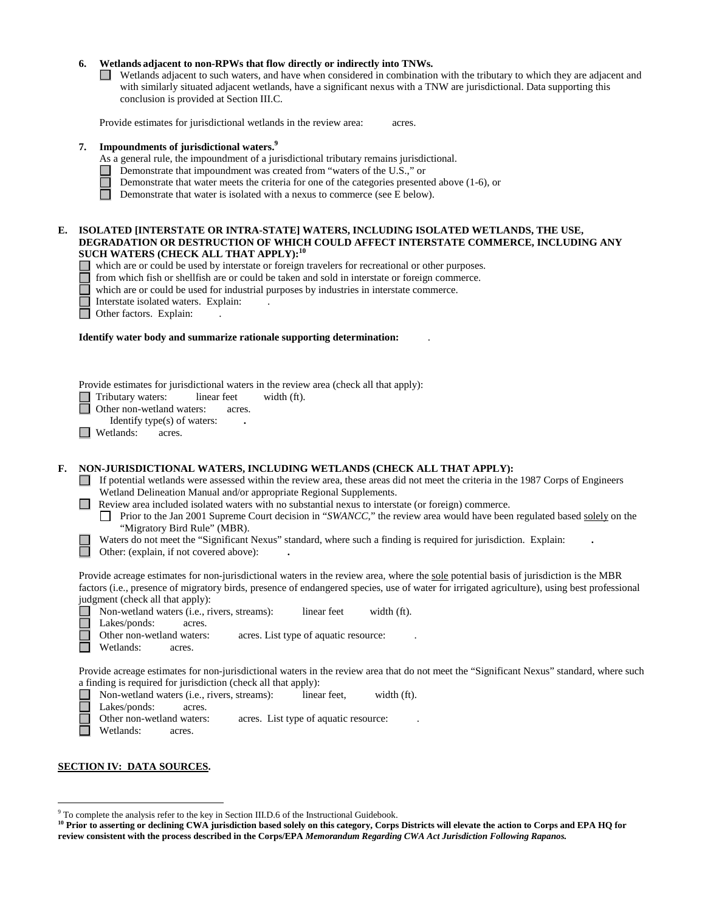**6. Wetlands adjacent to non-RPWs that flow directly or indirectly into TNWs.**

☐ Wetlands adjacent to such waters, and have when considered in combination with the tributary to which they are adjacent and with similarly situated adjacent wetlands, have a significant nexus with a TNW are jurisdictional. Data supporting this conclusion is provided at Section III.C.

Provide estimates for jurisdictional wetlands in the review area: acres.

**7. Impoundments of jurisdictional waters.**[9]

As a general rule, the impoundment of a jurisdictional tributary remains jurisdictional.

☐ Demonstrate that impoundment was created from "waters of the U.S.," or
☐ Demonstrate that water meets the criteria for one of the categories presented above (1-6), or
☐ Demonstrate that water is isolated with a nexus to commerce (see E below).

**E. ISOLATED [INTERSTATE OR INTRA-STATE] WATERS, INCLUDING ISOLATED WETLANDS, THE USE, DEGRADATION OR DESTRUCTION OF WHICH COULD AFFECT INTERSTATE COMMERCE, INCLUDING ANY SUCH WATERS (CHECK ALL THAT APPLY):**[10]

☐ which are or could be used by interstate or foreign travelers for recreational or other purposes.
☐ from which fish or shellfish are or could be taken and sold in interstate or foreign commerce.
☐ which are or could be used for industrial purposes by industries in interstate commerce.
☐ Interstate isolated waters. Explain: .
☐ Other factors. Explain: .

**Identify water body and summarize rationale supporting determination:** .

Provide estimates for jurisdictional waters in the review area (check all that apply):

☐ Tributary waters: linear feet width (ft).
☐ Other non-wetland waters: acres.
Identify type(s) of waters: **.**
☐ Wetlands: acres.

**F. NON-JURISDICTIONAL WATERS, INCLUDING WETLANDS (CHECK ALL THAT APPLY):**

☐ If potential wetlands were assessed within the review area, these areas did not meet the criteria in the 1987 Corps of Engineers Wetland Delineation Manual and/or appropriate Regional Supplements.
☐ Review area included isolated waters with no substantial nexus to interstate (or foreign) commerce.
 ☐ Prior to the Jan 2001 Supreme Court decision in "*SWANCC*," the review area would have been regulated based solely on the "Migratory Bird Rule" (MBR).
☐ Waters do not meet the "Significant Nexus" standard, where such a finding is required for jurisdiction. Explain: **.**
☐ Other: (explain, if not covered above): **.**

Provide acreage estimates for non-jurisdictional waters in the review area, where the sole potential basis of jurisdiction is the MBR factors (i.e., presence of migratory birds, presence of endangered species, use of water for irrigated agriculture), using best professional judgment (check all that apply):

☐ Non-wetland waters (i.e., rivers, streams): linear feet width (ft).
☐ Lakes/ponds: acres.
☐ Other non-wetland waters: acres. List type of aquatic resource: .
☐ Wetlands: acres.

Provide acreage estimates for non-jurisdictional waters in the review area that do not meet the "Significant Nexus" standard, where such a finding is required for jurisdiction (check all that apply):

☐ Non-wetland waters (i.e., rivers, streams): linear feet, width (ft).
☐ Lakes/ponds: acres.
☐ Other non-wetland waters: acres. List type of aquatic resource: .
☐ Wetlands: acres.

## SECTION IV: DATA SOURCES.

---

[9] To complete the analysis refer to the key in Section III.D.6 of the Instructional Guidebook.

**[10] Prior to asserting or declining CWA jurisdiction based solely on this category, Corps Districts will elevate the action to Corps and EPA HQ for review consistent with the process described in the Corps/EPA *Memorandum Regarding CWA Act Jurisdiction Following Rapanos.***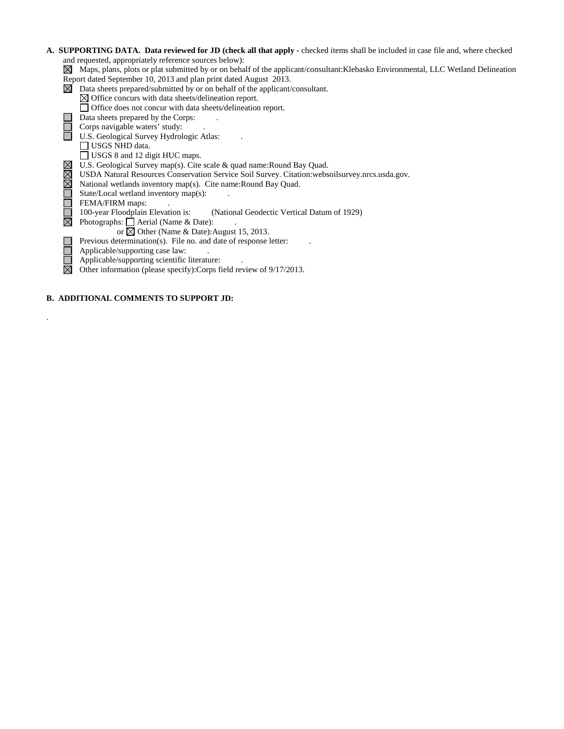**A. SUPPORTING DATA. Data reviewed for JD (check all that apply** - checked items shall be included in case file and, where checked and requested, appropriately reference sources below):

- ☒ Maps, plans, plots or plat submitted by or on behalf of the applicant/consultant:Klebasko Environmental, LLC Wetland Delineation Report dated September 10, 2013 and plan print dated August 2013.
- ☒ Data sheets prepared/submitted by or on behalf of the applicant/consultant.
  - ☒ Office concurs with data sheets/delineation report.
  - ☐ Office does not concur with data sheets/delineation report.
- ☐ Data sheets prepared by the Corps: .
- ☐ Corps navigable waters' study: .
- ☐ U.S. Geological Survey Hydrologic Atlas: .
  - ☐ USGS NHD data.
  - ☐ USGS 8 and 12 digit HUC maps.
- ☒ U.S. Geological Survey map(s). Cite scale & quad name:Round Bay Quad.
- ☒ USDA Natural Resources Conservation Service Soil Survey. Citation:websoilsurvey.nrcs.usda.gov.
- ☒ National wetlands inventory map(s). Cite name:Round Bay Quad.
- ☐ State/Local wetland inventory map(s): .
- ☐ FEMA/FIRM maps: .
- ☐ 100-year Floodplain Elevation is: (National Geodectic Vertical Datum of 1929)
- ☒ Photographs: ☐ Aerial (Name & Date): .
  or ☒ Other (Name & Date):August 15, 2013.
- ☐ Previous determination(s). File no. and date of response letter: .
- ☐ Applicable/supporting case law: .
- ☐ Applicable/supporting scientific literature: .
- ☒ Other information (please specify):Corps field review of 9/17/2013.

**B. ADDITIONAL COMMENTS TO SUPPORT JD:**

.